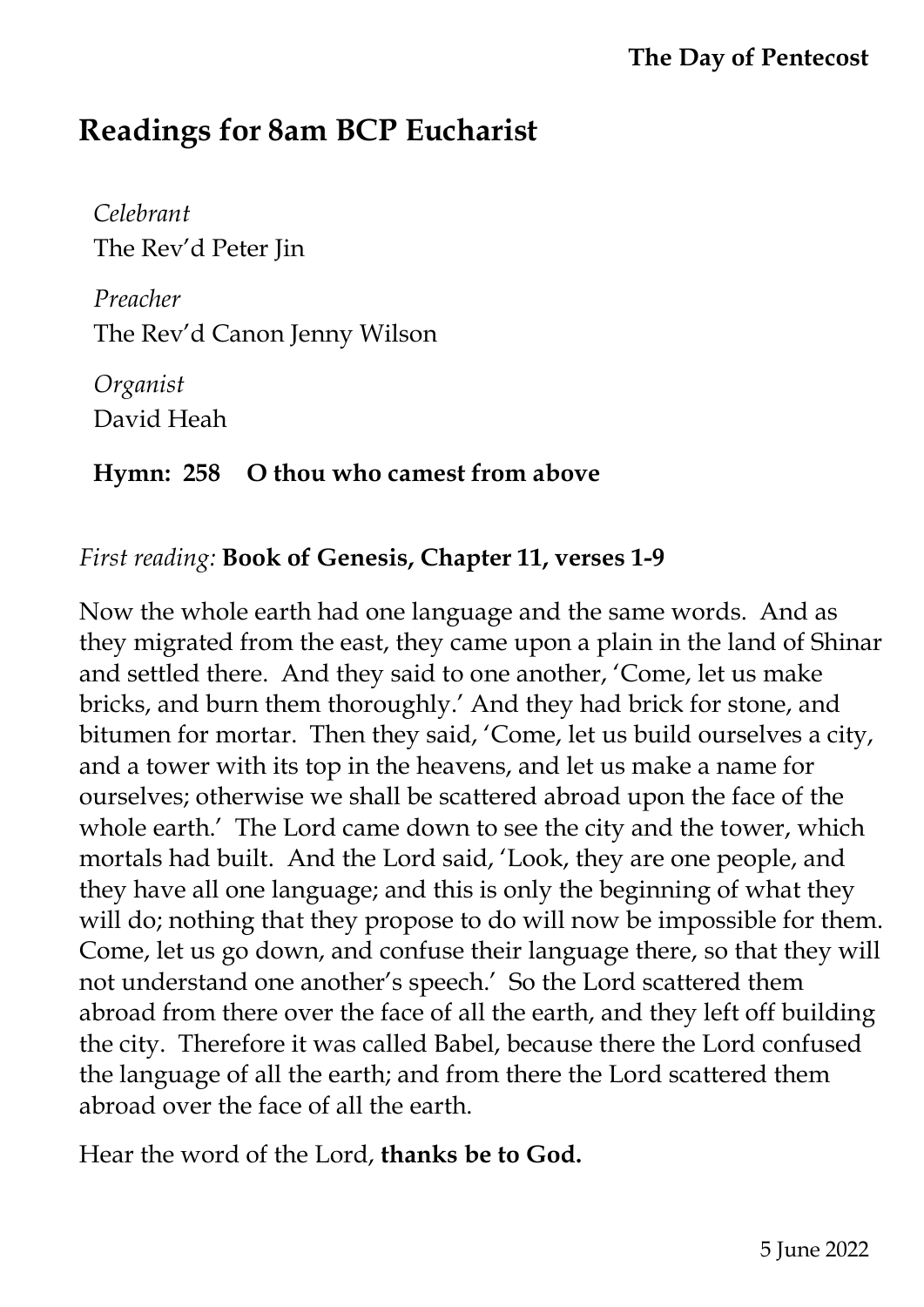**The Day of Pentecost**

# Readings for 8am BCP Eucharist

*Celebrant*
The Rev'd Peter Jin

*Preacher*
The Rev'd Canon Jenny Wilson

*Organist*
David Heah

**Hymn: 258 O thou who camest from above**

*First reading:* **Book of Genesis, Chapter 11, verses 1-9**

Now the whole earth had one language and the same words. And as they migrated from the east, they came upon a plain in the land of Shinar and settled there. And they said to one another, 'Come, let us make bricks, and burn them thoroughly.' And they had brick for stone, and bitumen for mortar. Then they said, 'Come, let us build ourselves a city, and a tower with its top in the heavens, and let us make a name for ourselves; otherwise we shall be scattered abroad upon the face of the whole earth.' The Lord came down to see the city and the tower, which mortals had built. And the Lord said, 'Look, they are one people, and they have all one language; and this is only the beginning of what they will do; nothing that they propose to do will now be impossible for them. Come, let us go down, and confuse their language there, so that they will not understand one another's speech.' So the Lord scattered them abroad from there over the face of all the earth, and they left off building the city. Therefore it was called Babel, because there the Lord confused the language of all the earth; and from there the Lord scattered them abroad over the face of all the earth.

Hear the word of the Lord, **thanks be to God.**

5 June 2022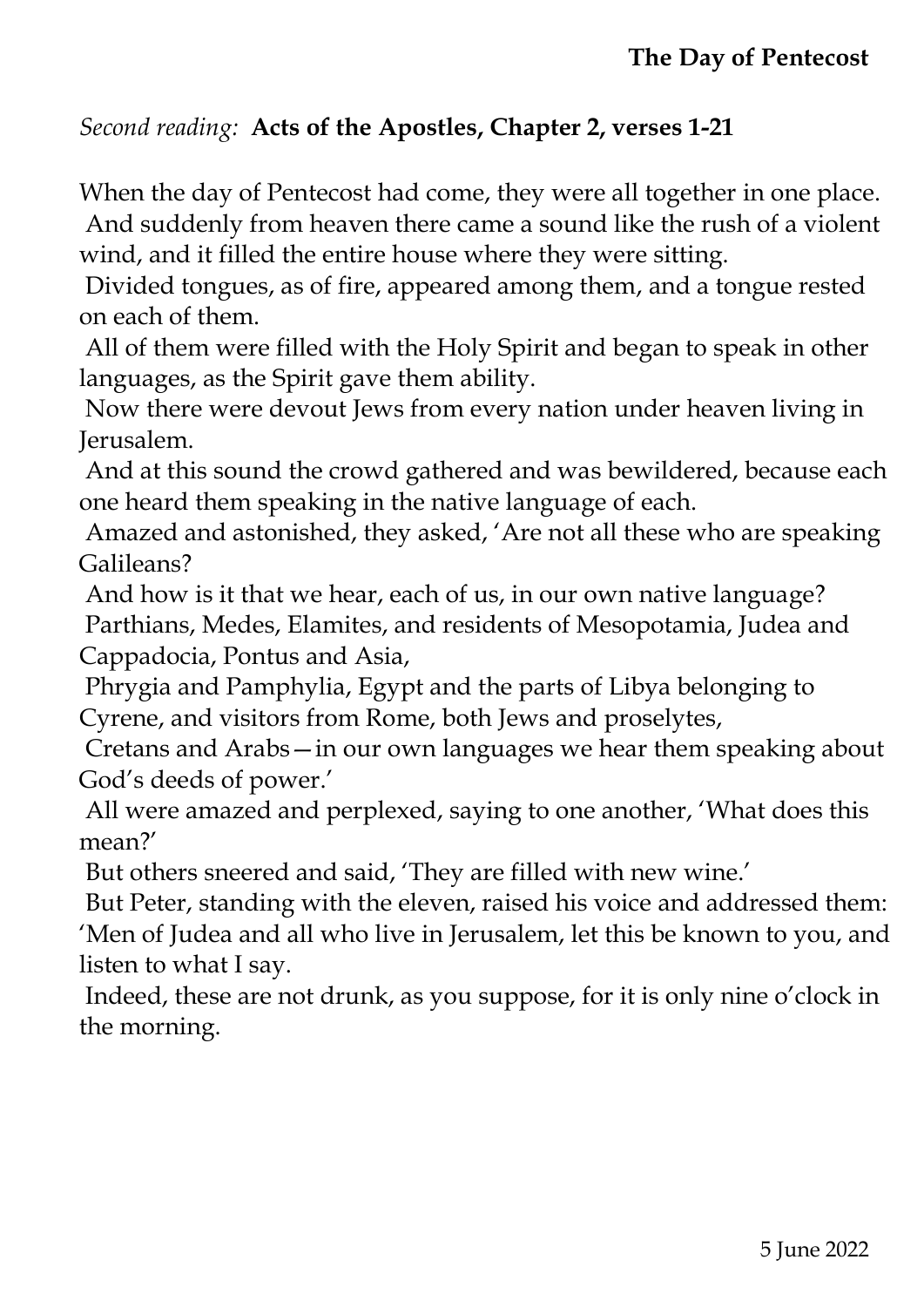**The Day of Pentecost**

*Second reading:* **Acts of the Apostles, Chapter 2, verses 1-21**

When the day of Pentecost had come, they were all together in one place.
And suddenly from heaven there came a sound like the rush of a violent wind, and it filled the entire house where they were sitting.
Divided tongues, as of fire, appeared among them, and a tongue rested on each of them.
All of them were filled with the Holy Spirit and began to speak in other languages, as the Spirit gave them ability.
Now there were devout Jews from every nation under heaven living in Jerusalem.
And at this sound the crowd gathered and was bewildered, because each one heard them speaking in the native language of each.
Amazed and astonished, they asked, 'Are not all these who are speaking Galileans?
And how is it that we hear, each of us, in our own native language?
Parthians, Medes, Elamites, and residents of Mesopotamia, Judea and Cappadocia, Pontus and Asia,
Phrygia and Pamphylia, Egypt and the parts of Libya belonging to Cyrene, and visitors from Rome, both Jews and proselytes,
Cretans and Arabs—in our own languages we hear them speaking about God's deeds of power.'
All were amazed and perplexed, saying to one another, 'What does this mean?'
But others sneered and said, 'They are filled with new wine.'
But Peter, standing with the eleven, raised his voice and addressed them: 'Men of Judea and all who live in Jerusalem, let this be known to you, and listen to what I say.
Indeed, these are not drunk, as you suppose, for it is only nine o'clock in the morning.

5 June 2022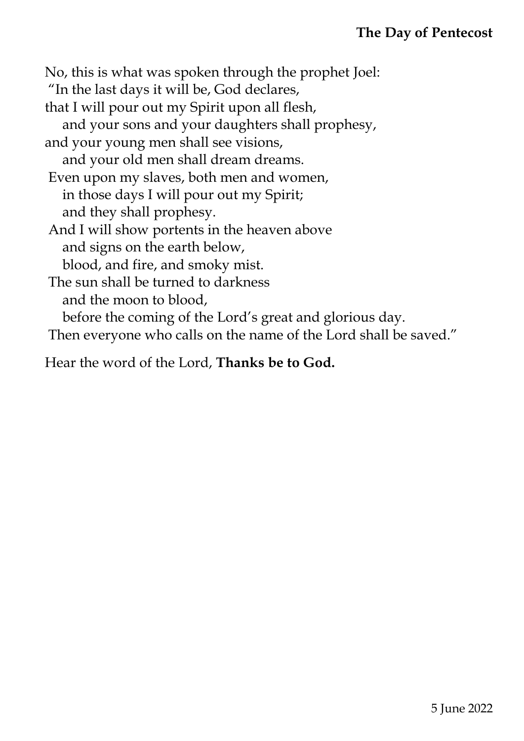No, this is what was spoken through the prophet Joel:
"In the last days it will be, God declares,
that I will pour out my Spirit upon all flesh,
  and your sons and your daughters shall prophesy,
and your young men shall see visions,
  and your old men shall dream dreams.
Even upon my slaves, both men and women,
  in those days I will pour out my Spirit;
  and they shall prophesy.
And I will show portents in the heaven above
  and signs on the earth below,
  blood, and fire, and smoky mist.
The sun shall be turned to darkness
  and the moon to blood,
  before the coming of the Lord's great and glorious day.
Then everyone who calls on the name of the Lord shall be saved."

Hear the word of the Lord, **Thanks be to God.**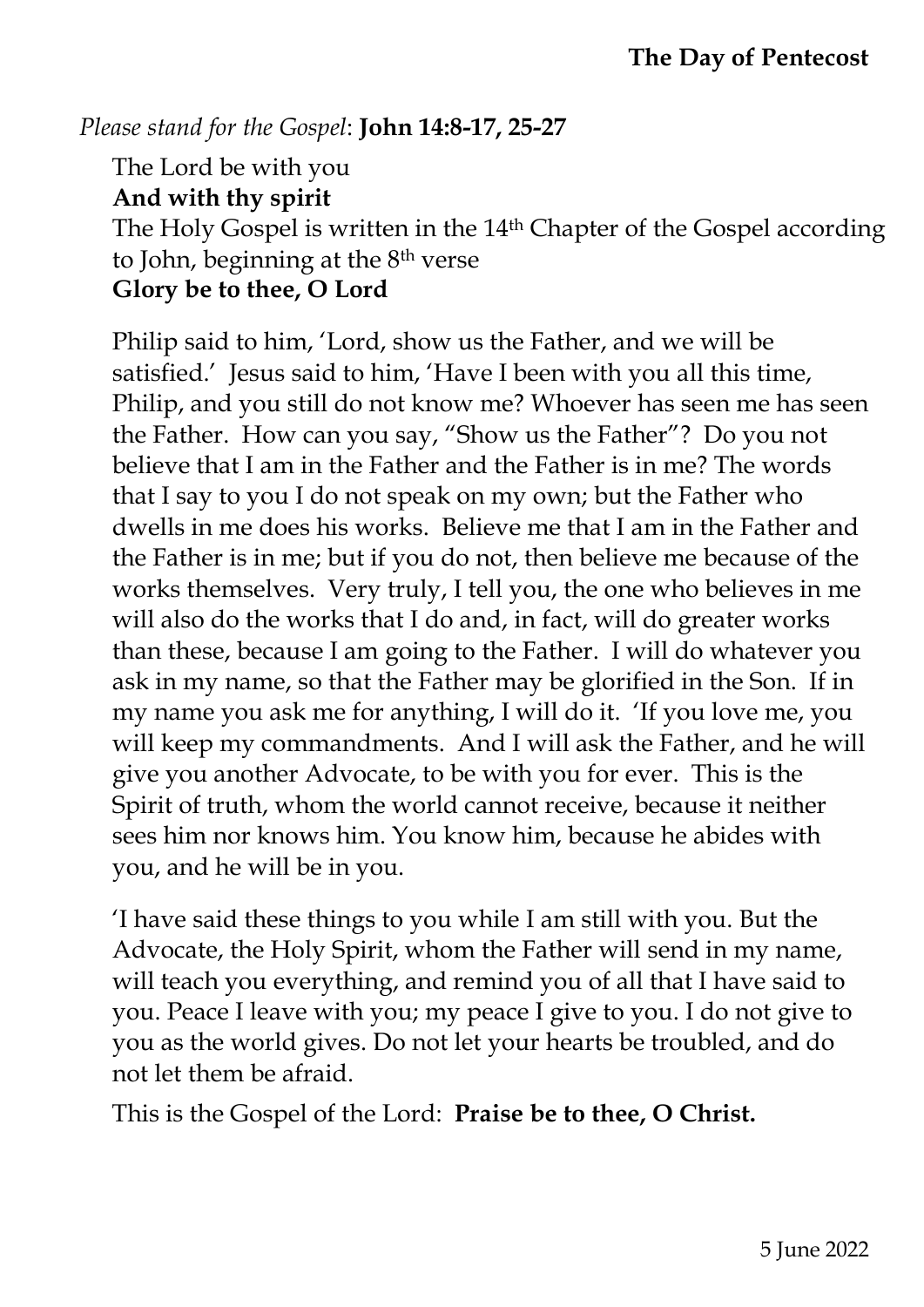**The Day of Pentecost**

*Please stand for the Gospel*: **John 14:8-17, 25-27**

The Lord be with you
**And with thy spirit**
The Holy Gospel is written in the 14th Chapter of the Gospel according to John, beginning at the 8th verse
**Glory be to thee, O Lord**

Philip said to him, 'Lord, show us the Father, and we will be satisfied.' Jesus said to him, 'Have I been with you all this time, Philip, and you still do not know me? Whoever has seen me has seen the Father. How can you say, "Show us the Father"? Do you not believe that I am in the Father and the Father is in me? The words that I say to you I do not speak on my own; but the Father who dwells in me does his works. Believe me that I am in the Father and the Father is in me; but if you do not, then believe me because of the works themselves. Very truly, I tell you, the one who believes in me will also do the works that I do and, in fact, will do greater works than these, because I am going to the Father. I will do whatever you ask in my name, so that the Father may be glorified in the Son. If in my name you ask me for anything, I will do it. 'If you love me, you will keep my commandments. And I will ask the Father, and he will give you another Advocate, to be with you for ever. This is the Spirit of truth, whom the world cannot receive, because it neither sees him nor knows him. You know him, because he abides with you, and he will be in you.

'I have said these things to you while I am still with you. But the Advocate, the Holy Spirit, whom the Father will send in my name, will teach you everything, and remind you of all that I have said to you. Peace I leave with you; my peace I give to you. I do not give to you as the world gives. Do not let your hearts be troubled, and do not let them be afraid.

This is the Gospel of the Lord: **Praise be to thee, O Christ.**

5 June 2022